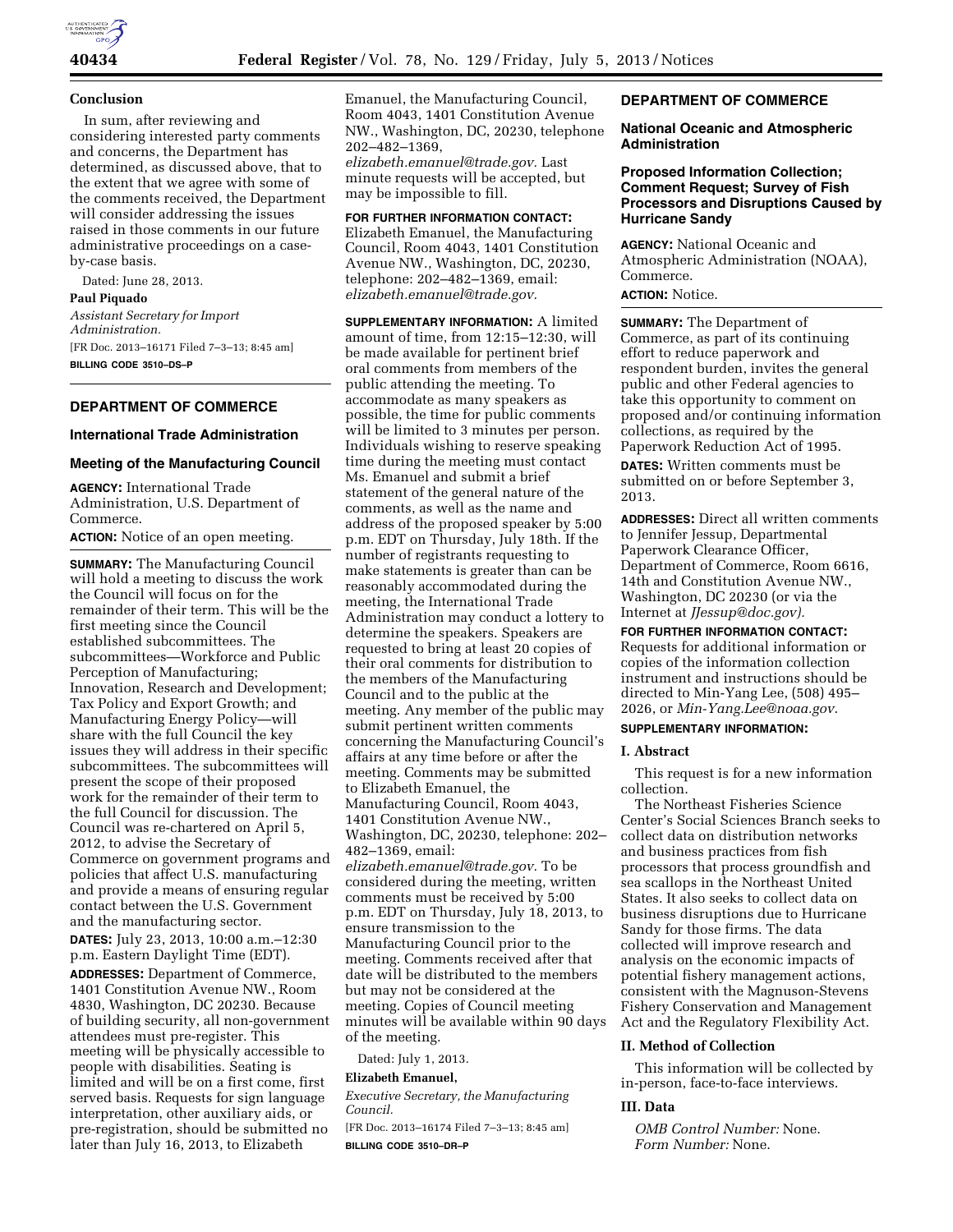## Conclusion

In sum, after reviewing and considering interested party comments and concerns, the Department has determined, as discussed above, that to the extent that we agree with some of the comments received, the Department will consider addressing the issues raised in those comments in our future administrative proceedings on a case-by-case basis.

Dated: June 28, 2013.

**Paul Piquado**

*Assistant Secretary for Import Administration.*

[FR Doc. 2013–16171 Filed 7–3–13; 8:45 am]

**BILLING CODE 3510–DS–P**

## DEPARTMENT OF COMMERCE

### International Trade Administration

### Meeting of the Manufacturing Council

**AGENCY:** International Trade Administration, U.S. Department of Commerce.

**ACTION:** Notice of an open meeting.

**SUMMARY:** The Manufacturing Council will hold a meeting to discuss the work the Council will focus on for the remainder of their term. This will be the first meeting since the Council established subcommittees. The subcommittees—Workforce and Public Perception of Manufacturing; Innovation, Research and Development; Tax Policy and Export Growth; and Manufacturing Energy Policy—will share with the full Council the key issues they will address in their specific subcommittees. The subcommittees will present the scope of their proposed work for the remainder of their term to the full Council for discussion. The Council was re-chartered on April 5, 2012, to advise the Secretary of Commerce on government programs and policies that affect U.S. manufacturing and provide a means of ensuring regular contact between the U.S. Government and the manufacturing sector.

**DATES:** July 23, 2013, 10:00 a.m.–12:30 p.m. Eastern Daylight Time (EDT).

**ADDRESSES:** Department of Commerce, 1401 Constitution Avenue NW., Room 4830, Washington, DC 20230. Because of building security, all non-government attendees must pre-register. This meeting will be physically accessible to people with disabilities. Seating is limited and will be on a first come, first served basis. Requests for sign language interpretation, other auxiliary aids, or pre-registration, should be submitted no later than July 16, 2013, to Elizabeth Emanuel, the Manufacturing Council, Room 4043, 1401 Constitution Avenue NW., Washington, DC, 20230, telephone 202–482–1369, *elizabeth.emanuel@trade.gov.* Last minute requests will be accepted, but may be impossible to fill.

**FOR FURTHER INFORMATION CONTACT:** Elizabeth Emanuel, the Manufacturing Council, Room 4043, 1401 Constitution Avenue NW., Washington, DC, 20230, telephone: 202–482–1369, email: *elizabeth.emanuel@trade.gov.*

**SUPPLEMENTARY INFORMATION:** A limited amount of time, from 12:15–12:30, will be made available for pertinent brief oral comments from members of the public attending the meeting. To accommodate as many speakers as possible, the time for public comments will be limited to 3 minutes per person. Individuals wishing to reserve speaking time during the meeting must contact Ms. Emanuel and submit a brief statement of the general nature of the comments, as well as the name and address of the proposed speaker by 5:00 p.m. EDT on Thursday, July 18th. If the number of registrants requesting to make statements is greater than can be reasonably accommodated during the meeting, the International Trade Administration may conduct a lottery to determine the speakers. Speakers are requested to bring at least 20 copies of their oral comments for distribution to the members of the Manufacturing Council and to the public at the meeting. Any member of the public may submit pertinent written comments concerning the Manufacturing Council's affairs at any time before or after the meeting. Comments may be submitted to Elizabeth Emanuel, the Manufacturing Council, Room 4043, 1401 Constitution Avenue NW., Washington, DC, 20230, telephone: 202–482–1369, email: *elizabeth.emanuel@trade.gov*. To be considered during the meeting, written comments must be received by 5:00 p.m. EDT on Thursday, July 18, 2013, to ensure transmission to the Manufacturing Council prior to the meeting. Comments received after that date will be distributed to the members but may not be considered at the meeting. Copies of Council meeting minutes will be available within 90 days of the meeting.

Dated: July 1, 2013.

**Elizabeth Emanuel,**

*Executive Secretary, the Manufacturing Council.*

[FR Doc. 2013–16174 Filed 7–3–13; 8:45 am]

**BILLING CODE 3510–DR–P**

## DEPARTMENT OF COMMERCE

### National Oceanic and Atmospheric Administration

### Proposed Information Collection; Comment Request; Survey of Fish Processors and Disruptions Caused by Hurricane Sandy

**AGENCY:** National Oceanic and Atmospheric Administration (NOAA), Commerce.

**ACTION:** Notice.

**SUMMARY:** The Department of Commerce, as part of its continuing effort to reduce paperwork and respondent burden, invites the general public and other Federal agencies to take this opportunity to comment on proposed and/or continuing information collections, as required by the Paperwork Reduction Act of 1995.

**DATES:** Written comments must be submitted on or before September 3, 2013.

**ADDRESSES:** Direct all written comments to Jennifer Jessup, Departmental Paperwork Clearance Officer, Department of Commerce, Room 6616, 14th and Constitution Avenue NW., Washington, DC 20230 (or via the Internet at *JJessup@doc.gov).*

**FOR FURTHER INFORMATION CONTACT:** Requests for additional information or copies of the information collection instrument and instructions should be directed to Min-Yang Lee, (508) 495–2026, or *Min-Yang.Lee@noaa.gov*.

**SUPPLEMENTARY INFORMATION:**

#### I. Abstract

This request is for a new information collection.

The Northeast Fisheries Science Center's Social Sciences Branch seeks to collect data on distribution networks and business practices from fish processors that process groundfish and sea scallops in the Northeast United States. It also seeks to collect data on business disruptions due to Hurricane Sandy for those firms. The data collected will improve research and analysis on the economic impacts of potential fishery management actions, consistent with the Magnuson-Stevens Fishery Conservation and Management Act and the Regulatory Flexibility Act.

#### II. Method of Collection

This information will be collected by in-person, face-to-face interviews.

#### III. Data

*OMB Control Number:* None.

*Form Number:* None.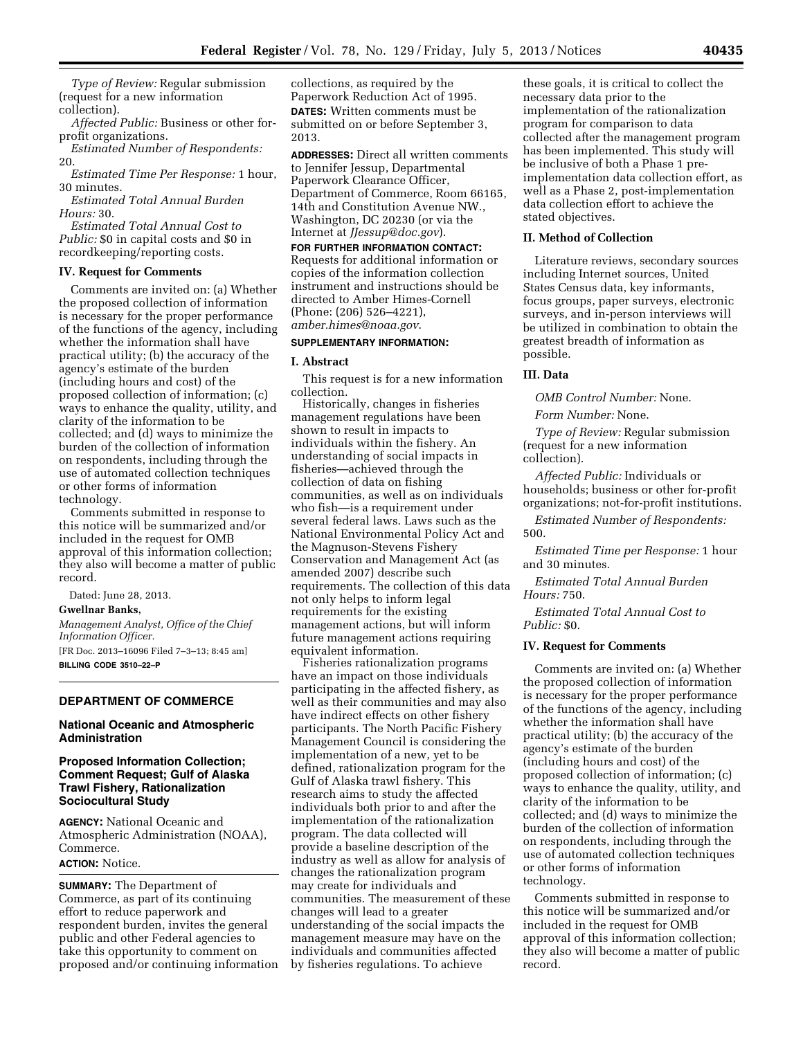*Type of Review:* Regular submission (request for a new information collection).

*Affected Public:* Business or other for-profit organizations.

*Estimated Number of Respondents:* 20.

*Estimated Time Per Response:* 1 hour, 30 minutes.

*Estimated Total Annual Burden Hours:* 30.

*Estimated Total Annual Cost to Public:* $0 in capital costs and $0 in recordkeeping/reporting costs.

### IV. Request for Comments

Comments are invited on: (a) Whether the proposed collection of information is necessary for the proper performance of the functions of the agency, including whether the information shall have practical utility; (b) the accuracy of the agency's estimate of the burden (including hours and cost) of the proposed collection of information; (c) ways to enhance the quality, utility, and clarity of the information to be collected; and (d) ways to minimize the burden of the collection of information on respondents, including through the use of automated collection techniques or other forms of information technology.

Comments submitted in response to this notice will be summarized and/or included in the request for OMB approval of this information collection; they also will become a matter of public record.

Dated: June 28, 2013.

**Gwellnar Banks,**

*Management Analyst, Office of the Chief Information Officer.*

[FR Doc. 2013–16096 Filed 7–3–13; 8:45 am]

**BILLING CODE 3510–22–P**

---

## DEPARTMENT OF COMMERCE

### National Oceanic and Atmospheric Administration

### Proposed Information Collection; Comment Request; Gulf of Alaska Trawl Fishery, Rationalization Sociocultural Study

**AGENCY:** National Oceanic and Atmospheric Administration (NOAA), Commerce.

**ACTION:** Notice.

**SUMMARY:** The Department of Commerce, as part of its continuing effort to reduce paperwork and respondent burden, invites the general public and other Federal agencies to take this opportunity to comment on proposed and/or continuing information collections, as required by the Paperwork Reduction Act of 1995.

**DATES:** Written comments must be submitted on or before September 3, 2013.

**ADDRESSES:** Direct all written comments to Jennifer Jessup, Departmental Paperwork Clearance Officer, Department of Commerce, Room 66165, 14th and Constitution Avenue NW., Washington, DC 20230 (or via the Internet at *JJessup@doc.gov*).

**FOR FURTHER INFORMATION CONTACT:** Requests for additional information or copies of the information collection instrument and instructions should be directed to Amber Himes-Cornell (Phone: (206) 526–4221), *amber.himes@noaa.gov*.

**SUPPLEMENTARY INFORMATION:**

### I. Abstract

This request is for a new information collection.

Historically, changes in fisheries management regulations have been shown to result in impacts to individuals within the fishery. An understanding of social impacts in fisheries—achieved through the collection of data on fishing communities, as well as on individuals who fish—is a requirement under several federal laws. Laws such as the National Environmental Policy Act and the Magnuson-Stevens Fishery Conservation and Management Act (as amended 2007) describe such requirements. The collection of this data not only helps to inform legal requirements for the existing management actions, but will inform future management actions requiring equivalent information.

Fisheries rationalization programs have an impact on those individuals participating in the affected fishery, as well as their communities and may also have indirect effects on other fishery participants. The North Pacific Fishery Management Council is considering the implementation of a new, yet to be defined, rationalization program for the Gulf of Alaska trawl fishery. This research aims to study the affected individuals both prior to and after the implementation of the rationalization program. The data collected will provide a baseline description of the industry as well as allow for analysis of changes the rationalization program may create for individuals and communities. The measurement of these changes will lead to a greater understanding of the social impacts the management measure may have on the individuals and communities affected by fisheries regulations. To achieve these goals, it is critical to collect the necessary data prior to the implementation of the rationalization program for comparison to data collected after the management program has been implemented. This study will be inclusive of both a Phase 1 pre-implementation data collection effort, as well as a Phase 2, post-implementation data collection effort to achieve the stated objectives.

### II. Method of Collection

Literature reviews, secondary sources including Internet sources, United States Census data, key informants, focus groups, paper surveys, electronic surveys, and in-person interviews will be utilized in combination to obtain the greatest breadth of information as possible.

### III. Data

*OMB Control Number:* None.

*Form Number:* None.

*Type of Review:* Regular submission (request for a new information collection).

*Affected Public:* Individuals or households; business or other for-profit organizations; not-for-profit institutions.

*Estimated Number of Respondents:* 500.

*Estimated Time per Response:* 1 hour and 30 minutes.

*Estimated Total Annual Burden Hours:* 750.

*Estimated Total Annual Cost to Public:* $0.

### IV. Request for Comments

Comments are invited on: (a) Whether the proposed collection of information is necessary for the proper performance of the functions of the agency, including whether the information shall have practical utility; (b) the accuracy of the agency's estimate of the burden (including hours and cost) of the proposed collection of information; (c) ways to enhance the quality, utility, and clarity of the information to be collected; and (d) ways to minimize the burden of the collection of information on respondents, including through the use of automated collection techniques or other forms of information technology.

Comments submitted in response to this notice will be summarized and/or included in the request for OMB approval of this information collection; they also will become a matter of public record.